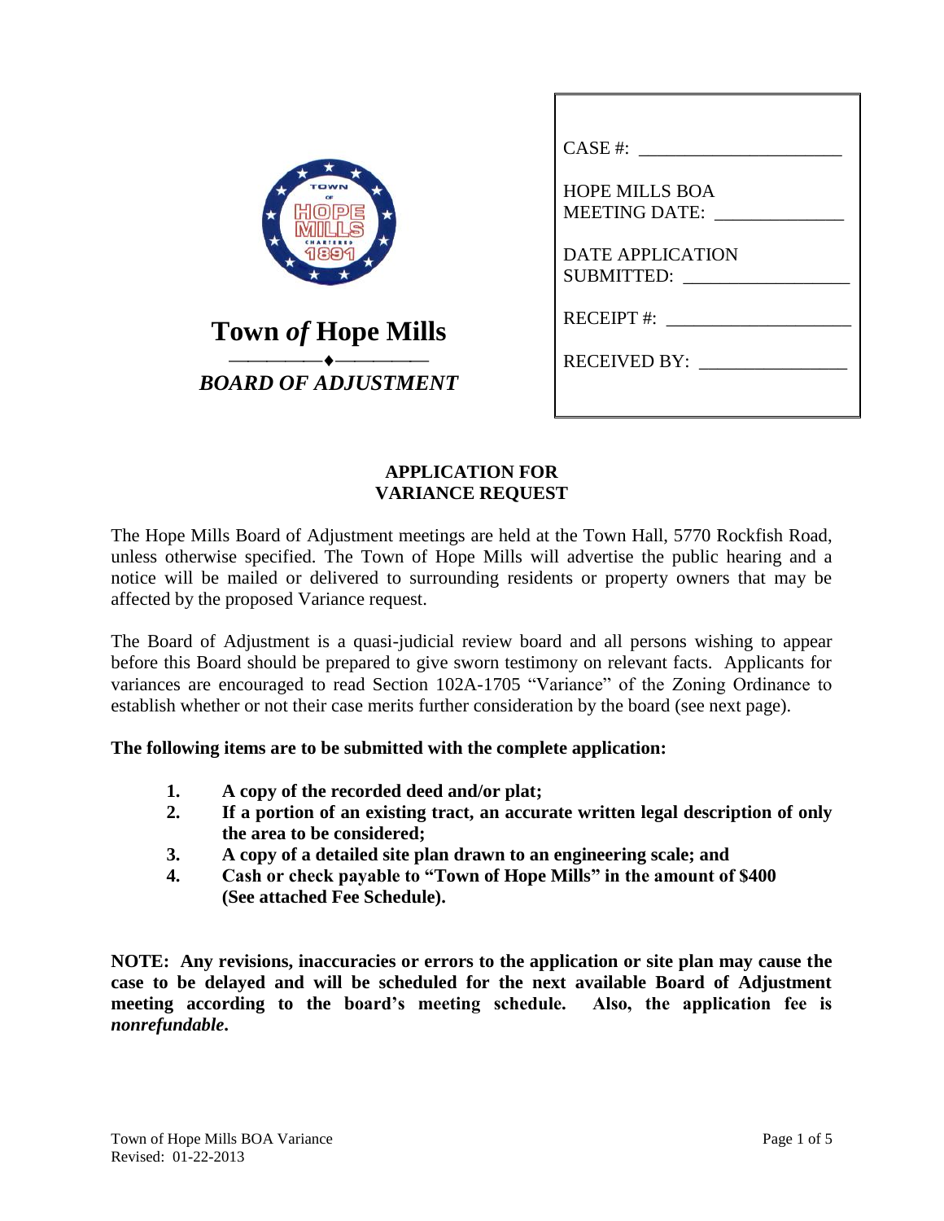# Town *of* Hope Mills

***BOARD OF ADJUSTMENT***

| |
|---|
| CASE #: ______________________ |
| HOPE MILLS BOA MEETING DATE: ______________ |
| DATE APPLICATION SUBMITTED: __________________ |
| RECEIPT #: ____________________ |
| RECEIVED BY: ________________ |

## APPLICATION FOR VARIANCE REQUEST

The Hope Mills Board of Adjustment meetings are held at the Town Hall, 5770 Rockfish Road, unless otherwise specified. The Town of Hope Mills will advertise the public hearing and a notice will be mailed or delivered to surrounding residents or property owners that may be affected by the proposed Variance request.

The Board of Adjustment is a quasi-judicial review board and all persons wishing to appear before this Board should be prepared to give sworn testimony on relevant facts. Applicants for variances are encouraged to read Section 102A-1705 "Variance" of the Zoning Ordinance to establish whether or not their case merits further consideration by the board (see next page).

**The following items are to be submitted with the complete application:**

1. **A copy of the recorded deed and/or plat;**
2. **If a portion of an existing tract, an accurate written legal description of only the area to be considered;**
3. **A copy of a detailed site plan drawn to an engineering scale; and**
4. **Cash or check payable to "Town of Hope Mills" in the amount of $400 (See attached Fee Schedule).**

**NOTE: Any revisions, inaccuracies or errors to the application or site plan may cause the case to be delayed and will be scheduled for the next available Board of Adjustment meeting according to the board's meeting schedule. Also, the application fee is *nonrefundable*.**

Town of Hope Mills BOA Variance
Revised: 01-22-2013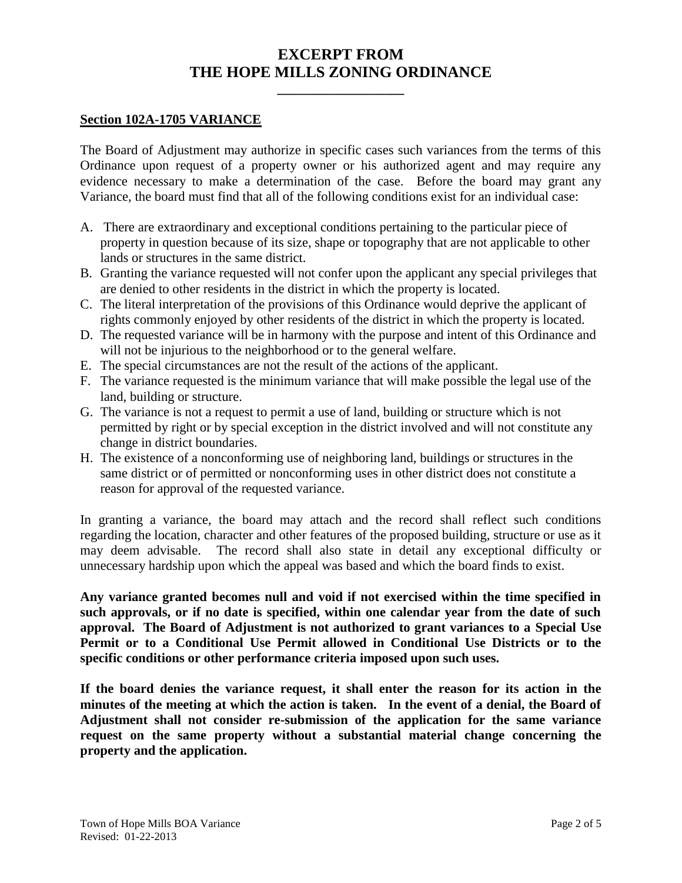# EXCERPT FROM
# THE HOPE MILLS ZONING ORDINANCE

---

**Section 102A-1705 VARIANCE**

The Board of Adjustment may authorize in specific cases such variances from the terms of this Ordinance upon request of a property owner or his authorized agent and may require any evidence necessary to make a determination of the case. Before the board may grant any Variance, the board must find that all of the following conditions exist for an individual case:

A. There are extraordinary and exceptional conditions pertaining to the particular piece of property in question because of its size, shape or topography that are not applicable to other lands or structures in the same district.
B. Granting the variance requested will not confer upon the applicant any special privileges that are denied to other residents in the district in which the property is located.
C. The literal interpretation of the provisions of this Ordinance would deprive the applicant of rights commonly enjoyed by other residents of the district in which the property is located.
D. The requested variance will be in harmony with the purpose and intent of this Ordinance and will not be injurious to the neighborhood or to the general welfare.
E. The special circumstances are not the result of the actions of the applicant.
F. The variance requested is the minimum variance that will make possible the legal use of the land, building or structure.
G. The variance is not a request to permit a use of land, building or structure which is not permitted by right or by special exception in the district involved and will not constitute any change in district boundaries.
H. The existence of a nonconforming use of neighboring land, buildings or structures in the same district or of permitted or nonconforming uses in other district does not constitute a reason for approval of the requested variance.

In granting a variance, the board may attach and the record shall reflect such conditions regarding the location, character and other features of the proposed building, structure or use as it may deem advisable. The record shall also state in detail any exceptional difficulty or unnecessary hardship upon which the appeal was based and which the board finds to exist.

**Any variance granted becomes null and void if not exercised within the time specified in such approvals, or if no date is specified, within one calendar year from the date of such approval. The Board of Adjustment is not authorized to grant variances to a Special Use Permit or to a Conditional Use Permit allowed in Conditional Use Districts or to the specific conditions or other performance criteria imposed upon such uses.**

**If the board denies the variance request, it shall enter the reason for its action in the minutes of the meeting at which the action is taken. In the event of a denial, the Board of Adjustment shall not consider re-submission of the application for the same variance request on the same property without a substantial material change concerning the property and the application.**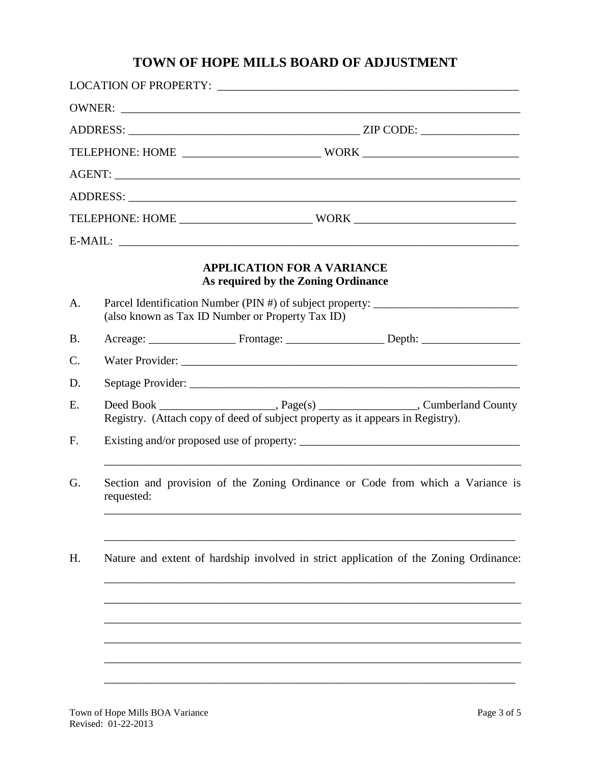# TOWN OF HOPE MILLS BOARD OF ADJUSTMENT

LOCATION OF PROPERTY: ____________________________________________________

OWNER: ________________________________________________________________

ADDRESS: ________________________________________ ZIP CODE: ________________

TELEPHONE: HOME ________________________ WORK __________________________

AGENT: _________________________________________________________________

ADDRESS: _______________________________________________________________

TELEPHONE: HOME ______________________ WORK ____________________________

E-MAIL: _________________________________________________________________

## APPLICATION FOR A VARIANCE
**As required by the Zoning Ordinance**

A. Parcel Identification Number (PIN #) of subject property: ________________________
(also known as Tax ID Number or Property Tax ID)

B. Acreage: _______________ Frontage: _________________ Depth: _________________

C. Water Provider: _____________________________________________________________

D. Septage Provider: ____________________________________________________________

E. Deed Book ____________________, Page(s) _________________, Cumberland County Registry. (Attach copy of deed of subject property as it appears in Registry).

F. Existing and/or proposed use of property: ______________________________________

_________________________________________________________________________

G. Section and provision of the Zoning Ordinance or Code from which a Variance is requested:

_________________________________________________________________________

_________________________________________________________________________

H. Nature and extent of hardship involved in strict application of the Zoning Ordinance:

_________________________________________________________________________

_________________________________________________________________________

_________________________________________________________________________

_________________________________________________________________________

_________________________________________________________________________

_________________________________________________________________________

Town of Hope Mills BOA Variance
Revised: 01-22-2013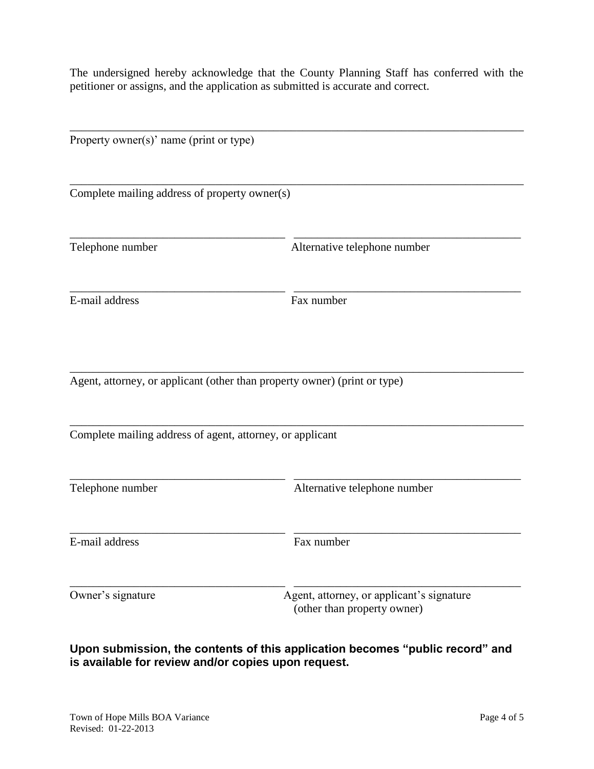The undersigned hereby acknowledge that the County Planning Staff has conferred with the petitioner or assigns, and the application as submitted is accurate and correct.

______________________________________________________________________________
Property owner(s)' name (print or type)

______________________________________________________________________________
Complete mailing address of property owner(s)

_____________________________________ _____________________________________
Telephone number Alternative telephone number

_____________________________________ _____________________________________
E-mail address Fax number

______________________________________________________________________________
Agent, attorney, or applicant (other than property owner) (print or type)

______________________________________________________________________________
Complete mailing address of agent, attorney, or applicant

_____________________________________ _____________________________________
Telephone number Alternative telephone number

_____________________________________ _____________________________________
E-mail address Fax number

_____________________________________ _____________________________________
Owner's signature Agent, attorney, or applicant's signature (other than property owner)

**Upon submission, the contents of this application becomes "public record" and is available for review and/or copies upon request.**

Town of Hope Mills BOA Variance
Revised: 01-22-2013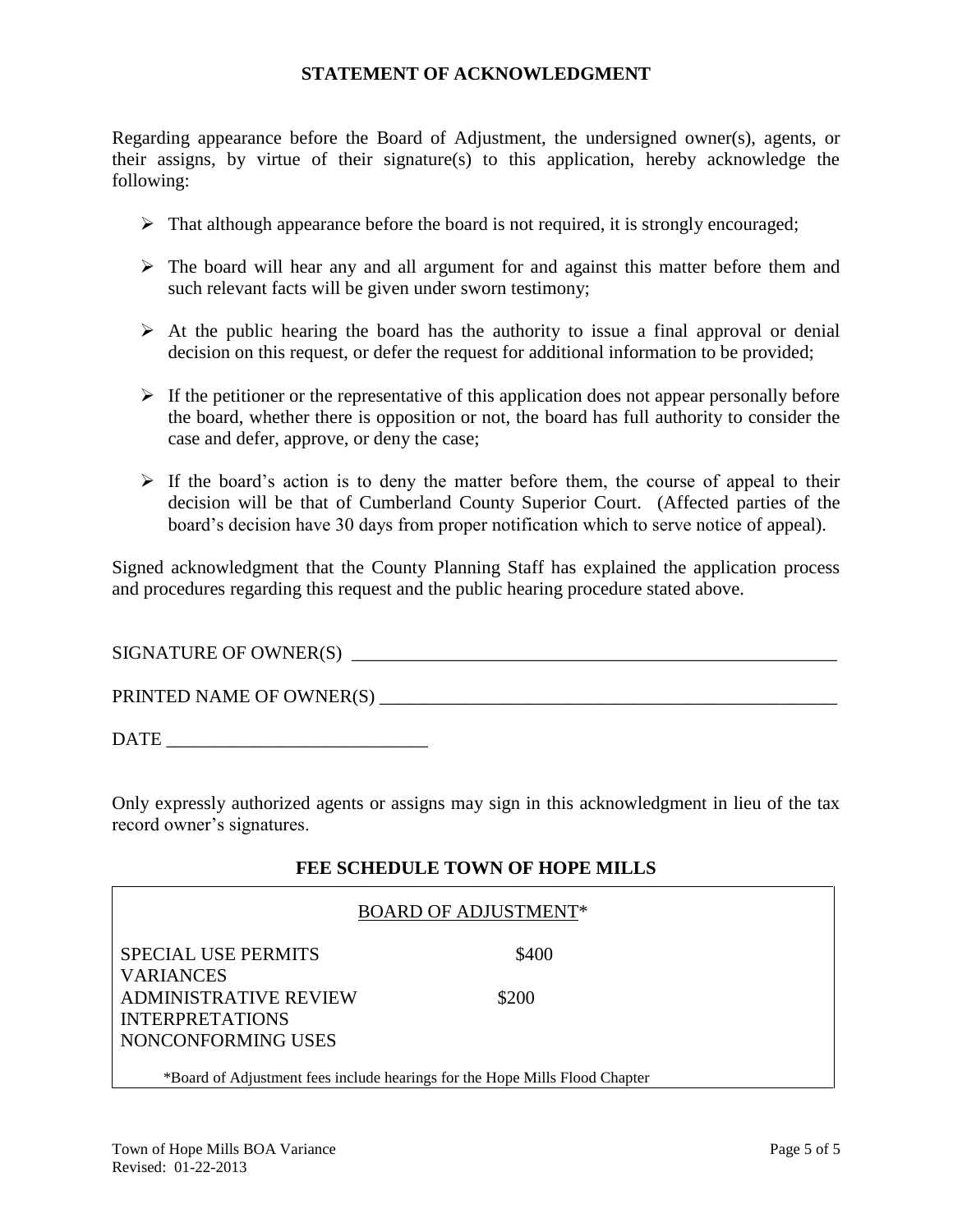## STATEMENT OF ACKNOWLEDGMENT

Regarding appearance before the Board of Adjustment, the undersigned owner(s), agents, or their assigns, by virtue of their signature(s) to this application, hereby acknowledge the following:

- That although appearance before the board is not required, it is strongly encouraged;
- The board will hear any and all argument for and against this matter before them and such relevant facts will be given under sworn testimony;
- At the public hearing the board has the authority to issue a final approval or denial decision on this request, or defer the request for additional information to be provided;
- If the petitioner or the representative of this application does not appear personally before the board, whether there is opposition or not, the board has full authority to consider the case and defer, approve, or deny the case;
- If the board's action is to deny the matter before them, the course of appeal to their decision will be that of Cumberland County Superior Court. (Affected parties of the board's decision have 30 days from proper notification which to serve notice of appeal).

Signed acknowledgment that the County Planning Staff has explained the application process and procedures regarding this request and the public hearing procedure stated above.

SIGNATURE OF OWNER(S) ______________________________________________________

PRINTED NAME OF OWNER(S) __________________________________________________

DATE ____________________________

Only expressly authorized agents or assigns may sign in this acknowledgment in lieu of the tax record owner's signatures.

## FEE SCHEDULE TOWN OF HOPE MILLS

BOARD OF ADJUSTMENT*

| | |
|---|---|
| SPECIAL USE PERMITS | $400 |
| VARIANCES | |
| ADMINISTRATIVE REVIEW | $200 |
| INTERPRETATIONS | |
| NONCONFORMING USES | |

*Board of Adjustment fees include hearings for the Hope Mills Flood Chapter